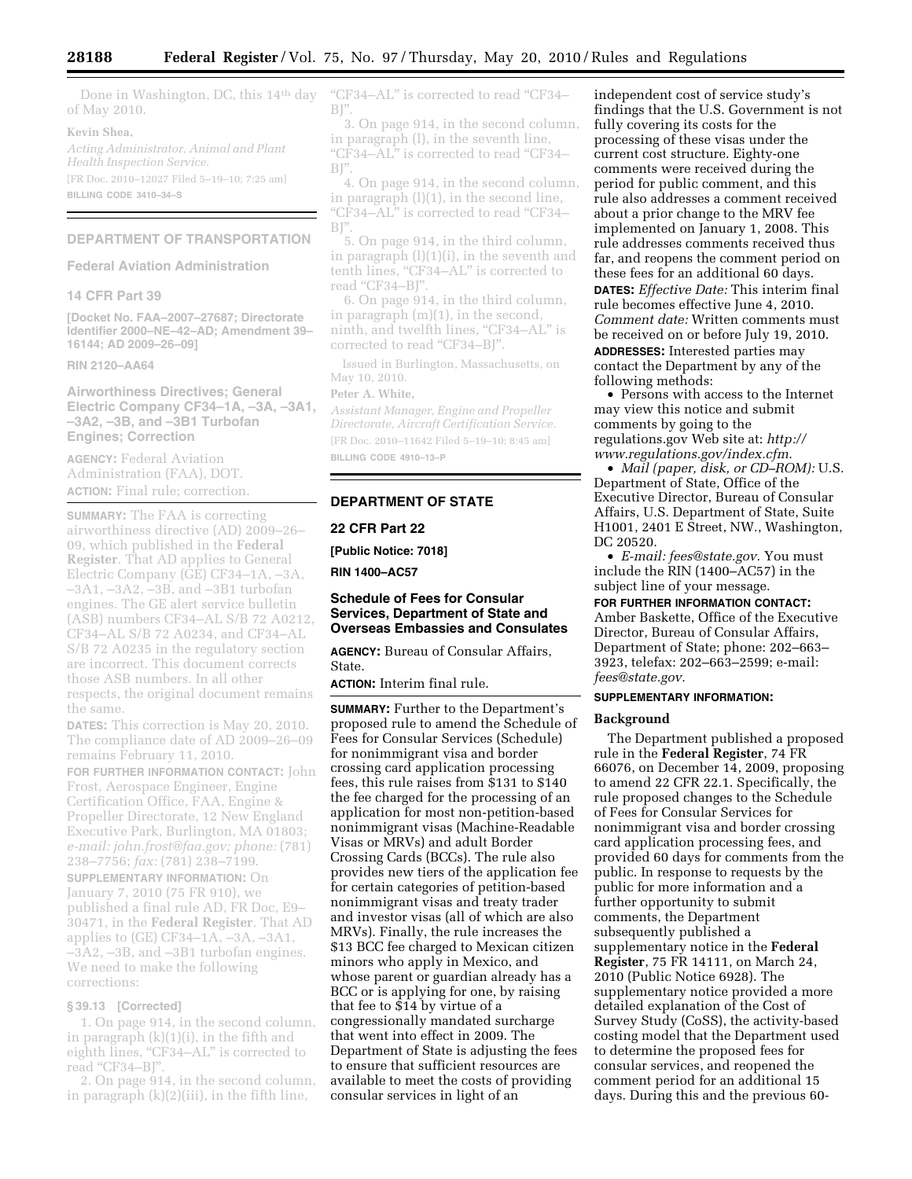Done in Washington, DC, this 14th day of May 2010.

**Kevin Shea,**

*Acting Administrator, Animal and Plant Health Inspection Service.*

[FR Doc. 2010–12027 Filed 5–19–10; 7:25 am]

**BILLING CODE 3410–34–S**

## DEPARTMENT OF TRANSPORTATION

### Federal Aviation Administration

### 14 CFR Part 39

**[Docket No. FAA–2007–27687; Directorate Identifier 2000–NE–42–AD; Amendment 39–16144; AD 2009–26–09]**

**RIN 2120–AA64**

### Airworthiness Directives; General Electric Company CF34–1A, –3A, –3A1, –3A2, –3B, and –3B1 Turbofan Engines; Correction

**AGENCY:** Federal Aviation Administration (FAA), DOT.

**ACTION:** Final rule; correction.

**SUMMARY:** The FAA is correcting airworthiness directive (AD) 2009–26–09, which published in the **Federal Register**. That AD applies to General Electric Company (GE) CF34–1A, –3A, –3A1, –3A2, –3B, and –3B1 turbofan engines. The GE alert service bulletin (ASB) numbers CF34–AL S/B 72 A0212, CF34–AL S/B 72 A0234, and CF34–AL S/B 72 A0235 in the regulatory section are incorrect. This document corrects those ASB numbers. In all other respects, the original document remains the same.

**DATES:** This correction is May 20, 2010. The compliance date of AD 2009–26–09 remains February 11, 2010.

**FOR FURTHER INFORMATION CONTACT:** John Frost, Aerospace Engineer, Engine Certification Office, FAA, Engine & Propeller Directorate, 12 New England Executive Park, Burlington, MA 01803; *e-mail: john.frost@faa.gov; phone:* (781) 238–7756; *fax:* (781) 238–7199.

**SUPPLEMENTARY INFORMATION:** On January 7, 2010 (75 FR 910), we published a final rule AD, FR Doc, E9–30471, in the **Federal Register**. That AD applies to (GE) CF34–1A, –3A, –3A1, –3A2, –3B, and –3B1 turbofan engines. We need to make the following corrections:

#### § 39.13 [Corrected]

1. On page 914, in the second column, in paragraph (k)(1)(i), in the fifth and eighth lines, "CF34–AL" is corrected to read "CF34–BJ".

2. On page 914, in the second column, in paragraph (k)(2)(iii), in the fifth line, "CF34–AL" is corrected to read "CF34–BJ".

3. On page 914, in the second column, in paragraph (l), in the seventh line, "CF34–AL" is corrected to read "CF34–BJ".

4. On page 914, in the second column, in paragraph (l)(1), in the second line, "CF34–AL" is corrected to read "CF34–BJ".

5. On page 914, in the third column, in paragraph (l)(1)(i), in the seventh and tenth lines, "CF34–AL" is corrected to read "CF34–BJ".

6. On page 914, in the third column, in paragraph (m)(1), in the second, ninth, and twelfth lines, "CF34–AL" is corrected to read "CF34–BJ".

Issued in Burlington, Massachusetts, on May 10, 2010.

**Peter A. White,**

*Assistant Manager, Engine and Propeller Directorate, Aircraft Certification Service.*

[FR Doc. 2010–11642 Filed 5–19–10; 8:45 am]

**BILLING CODE 4910–13–P**

## DEPARTMENT OF STATE

### 22 CFR Part 22

**[Public Notice: 7018]**

**RIN 1400–AC57**

### Schedule of Fees for Consular Services, Department of State and Overseas Embassies and Consulates

**AGENCY:** Bureau of Consular Affairs, State.

**ACTION:** Interim final rule.

**SUMMARY:** Further to the Department's proposed rule to amend the Schedule of Fees for Consular Services (Schedule) for nonimmigrant visa and border crossing card application processing fees, this rule raises from $131 to $140 the fee charged for the processing of an application for most non-petition-based nonimmigrant visas (Machine-Readable Visas or MRVs) and adult Border Crossing Cards (BCCs). The rule also provides new tiers of the application fee for certain categories of petition-based nonimmigrant visas and treaty trader and investor visas (all of which are also MRVs). Finally, the rule increases the $13 BCC fee charged to Mexican citizen minors who apply in Mexico, and whose parent or guardian already has a BCC or is applying for one, by raising that fee to $14 by virtue of a congressionally mandated surcharge that went into effect in 2009. The Department of State is adjusting the fees to ensure that sufficient resources are available to meet the costs of providing consular services in light of an independent cost of service study's findings that the U.S. Government is not fully covering its costs for the processing of these visas under the current cost structure. Eighty-one comments were received during the period for public comment, and this rule also addresses a comment received about a prior change to the MRV fee implemented on January 1, 2008. This rule addresses comments received thus far, and reopens the comment period on these fees for an additional 60 days.

**DATES:** *Effective Date:* This interim final rule becomes effective June 4, 2010. *Comment date:* Written comments must be received on or before July 19, 2010.

**ADDRESSES:** Interested parties may contact the Department by any of the following methods:

- Persons with access to the Internet may view this notice and submit comments by going to the regulations.gov Web site at: *http://www.regulations.gov/index.cfm.*
- *Mail (paper, disk, or CD–ROM):* U.S. Department of State, Office of the Executive Director, Bureau of Consular Affairs, U.S. Department of State, Suite H1001, 2401 E Street, NW., Washington, DC 20520.
- *E-mail: fees@state.gov.* You must include the RIN (1400–AC57) in the subject line of your message.

**FOR FURTHER INFORMATION CONTACT:** Amber Baskette, Office of the Executive Director, Bureau of Consular Affairs, Department of State; phone: 202–663–3923, telefax: 202–663–2599; e-mail: *fees@state.gov.*

**SUPPLEMENTARY INFORMATION:**

#### Background

The Department published a proposed rule in the **Federal Register**, 74 FR 66076, on December 14, 2009, proposing to amend 22 CFR 22.1. Specifically, the rule proposed changes to the Schedule of Fees for Consular Services for nonimmigrant visa and border crossing card application processing fees, and provided 60 days for comments from the public. In response to requests by the public for more information and a further opportunity to submit comments, the Department subsequently published a supplementary notice in the **Federal Register**, 75 FR 14111, on March 24, 2010 (Public Notice 6928). The supplementary notice provided a more detailed explanation of the Cost of Survey Study (CoSS), the activity-based costing model that the Department used to determine the proposed fees for consular services, and reopened the comment period for an additional 15 days. During this and the previous 60-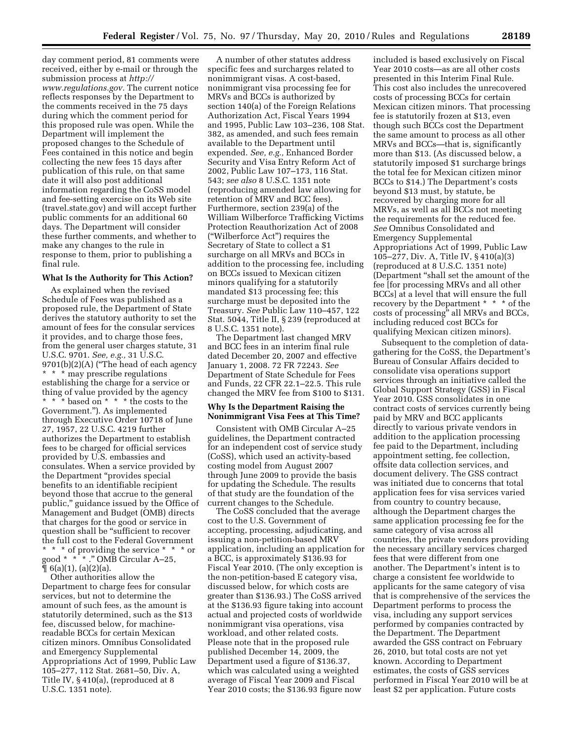day comment period, 81 comments were received, either by e-mail or through the submission process at *http://www.regulations.gov.* The current notice reflects responses by the Department to the comments received in the 75 days during which the comment period for this proposed rule was open. While the Department will implement the proposed changes to the Schedule of Fees contained in this notice and begin collecting the new fees 15 days after publication of this rule, on that same date it will also post additional information regarding the CoSS model and fee-setting exercise on its Web site (travel.state.gov) and will accept further public comments for an additional 60 days. The Department will consider these further comments, and whether to make any changes to the rule in response to them, prior to publishing a final rule.

**What Is the Authority for This Action?**

As explained when the revised Schedule of Fees was published as a proposed rule, the Department of State derives the statutory authority to set the amount of fees for the consular services it provides, and to charge those fees, from the general user charges statute, 31 U.S.C. 9701. *See, e.g.,* 31 U.S.C. 9701(b)(2)(A) ("The head of each agency * * * may prescribe regulations establishing the charge for a service or thing of value provided by the agency * * * based on * * * the costs to the Government."). As implemented through Executive Order 10718 of June 27, 1957, 22 U.S.C. 4219 further authorizes the Department to establish fees to be charged for official services provided by U.S. embassies and consulates. When a service provided by the Department "provides special benefits to an identifiable recipient beyond those that accrue to the general public," guidance issued by the Office of Management and Budget (OMB) directs that charges for the good or service in question shall be "sufficient to recover the full cost to the Federal Government * * * of providing the service * * * or good * * * ." OMB Circular A–25, ¶ 6(a)(1), (a)(2)(a).

Other authorities allow the Department to charge fees for consular services, but not to determine the amount of such fees, as the amount is statutorily determined, such as the $13 fee, discussed below, for machine-readable BCCs for certain Mexican citizen minors. Omnibus Consolidated and Emergency Supplemental Appropriations Act of 1999, Public Law 105–277, 112 Stat. 2681–50, Div. A, Title IV, § 410(a), (reproduced at 8 U.S.C. 1351 note).

A number of other statutes address specific fees and surcharges related to nonimmigrant visas. A cost-based, nonimmigrant visa processing fee for MRVs and BCCs is authorized by section 140(a) of the Foreign Relations Authorization Act, Fiscal Years 1994 and 1995, Public Law 103–236, 108 Stat. 382, as amended, and such fees remain available to the Department until expended. *See, e.g.,* Enhanced Border Security and Visa Entry Reform Act of 2002, Public Law 107–173, 116 Stat. 543; *see also* 8 U.S.C. 1351 note (reproducing amended law allowing for retention of MRV and BCC fees). Furthermore, section 239(a) of the William Wilberforce Trafficking Victims Protection Reauthorization Act of 2008 ("Wilberforce Act") requires the Secretary of State to collect a $1 surcharge on all MRVs and BCCs in addition to the processing fee, including on BCCs issued to Mexican citizen minors qualifying for a statutorily mandated $13 processing fee; this surcharge must be deposited into the Treasury. *See* Public Law 110–457, 122 Stat. 5044, Title II, § 239 (reproduced at 8 U.S.C. 1351 note).

The Department last changed MRV and BCC fees in an interim final rule dated December 20, 2007 and effective January 1, 2008. 72 FR 72243. *See* Department of State Schedule for Fees and Funds, 22 CFR 22.1–22.5. This rule changed the MRV fee from $100 to $131.

**Why Is the Department Raising the Nonimmigrant Visa Fees at This Time?**

Consistent with OMB Circular A–25 guidelines, the Department contracted for an independent cost of service study (CoSS), which used an activity-based costing model from August 2007 through June 2009 to provide the basis for updating the Schedule. The results of that study are the foundation of the current changes to the Schedule.

The CoSS concluded that the average cost to the U.S. Government of accepting, processing, adjudicating, and issuing a non-petition-based MRV application, including an application for a BCC, is approximately $136.93 for Fiscal Year 2010. (The only exception is the non-petition-based E category visa, discussed below, for which costs are greater than $136.93.) The CoSS arrived at the $136.93 figure taking into account actual and projected costs of worldwide nonimmigrant visa operations, visa workload, and other related costs. Please note that in the proposed rule published December 14, 2009, the Department used a figure of $136.37, which was calculated using a weighted average of Fiscal Year 2009 and Fiscal Year 2010 costs; the $136.93 figure now included is based exclusively on Fiscal Year 2010 costs—as are all other costs presented in this Interim Final Rule. This cost also includes the unrecovered costs of processing BCCs for certain Mexican citizen minors. That processing fee is statutorily frozen at $13, even though such BCCs cost the Department the same amount to process as all other MRVs and BCCs—that is, significantly more than $13. (As discussed below, a statutorily imposed $1 surcharge brings the total fee for Mexican citizen minor BCCs to $14.) The Department's costs beyond $13 must, by statute, be recovered by charging more for all MRVs, as well as all BCCs not meeting the requirements for the reduced fee. *See* Omnibus Consolidated and Emergency Supplemental Appropriations Act of 1999, Public Law 105–277, Div. A, Title IV, § 410(a)(3) (reproduced at 8 U.S.C. 1351 note) (Department "shall set the amount of the fee [for processing MRVs and all other BCCs] at a level that will ensure the full recovery by the Department * * * of the costs of processing" all MRVs and BCCs, including reduced cost BCCs for qualifying Mexican citizen minors).

Subsequent to the completion of data-gathering for the CoSS, the Department's Bureau of Consular Affairs decided to consolidate visa operations support services through an initiative called the Global Support Strategy (GSS) in Fiscal Year 2010. GSS consolidates in one contract costs of services currently being paid by MRV and BCC applicants directly to various private vendors in addition to the application processing fee paid to the Department, including appointment setting, fee collection, offsite data collection services, and document delivery. The GSS contract was initiated due to concerns that total application fees for visa services varied from country to country because, although the Department charges the same application processing fee for the same category of visa across all countries, the private vendors providing the necessary ancillary services charged fees that were different from one another. The Department's intent is to charge a consistent fee worldwide to applicants for the same category of visa that is comprehensive of the services the Department performs to process the visa, including any support services performed by companies contracted by the Department. The Department awarded the GSS contract on February 26, 2010, but total costs are not yet known. According to Department estimates, the costs of GSS services performed in Fiscal Year 2010 will be at least $2 per application. Future costs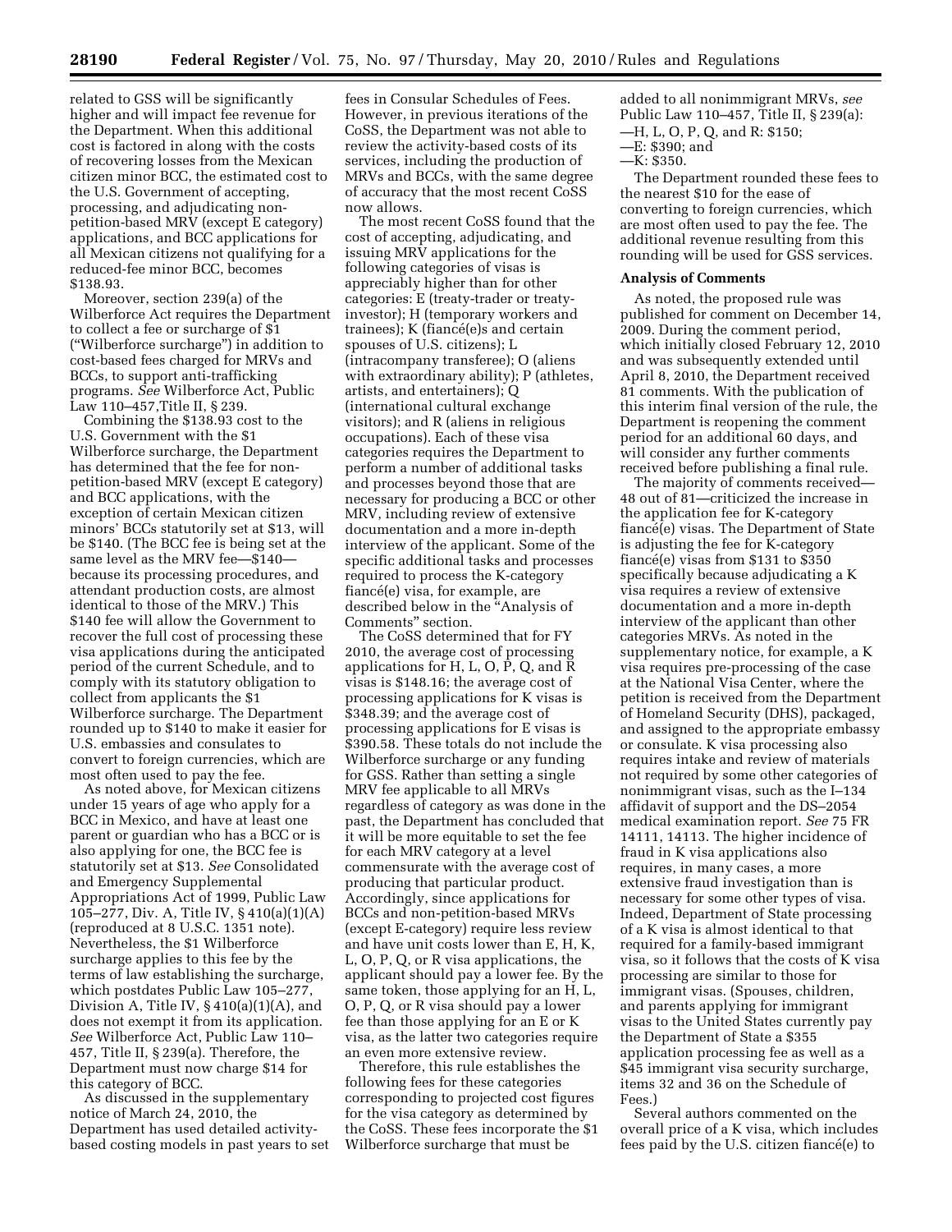related to GSS will be significantly higher and will impact fee revenue for the Department. When this additional cost is factored in along with the costs of recovering losses from the Mexican citizen minor BCC, the estimated cost to the U.S. Government of accepting, processing, and adjudicating non-petition-based MRV (except E category) applications, and BCC applications for all Mexican citizens not qualifying for a reduced-fee minor BCC, becomes $138.93.

Moreover, section 239(a) of the Wilberforce Act requires the Department to collect a fee or surcharge of $1 ("Wilberforce surcharge") in addition to cost-based fees charged for MRVs and BCCs, to support anti-trafficking programs. *See* Wilberforce Act, Public Law 110–457,Title II, § 239.

Combining the $138.93 cost to the U.S. Government with the $1 Wilberforce surcharge, the Department has determined that the fee for non-petition-based MRV (except E category) and BCC applications, with the exception of certain Mexican citizen minors' BCCs statutorily set at $13, will be $140. (The BCC fee is being set at the same level as the MRV fee—$140—because its processing procedures, and attendant production costs, are almost identical to those of the MRV.) This $140 fee will allow the Government to recover the full cost of processing these visa applications during the anticipated period of the current Schedule, and to comply with its statutory obligation to collect from applicants the $1 Wilberforce surcharge. The Department rounded up to $140 to make it easier for U.S. embassies and consulates to convert to foreign currencies, which are most often used to pay the fee.

As noted above, for Mexican citizens under 15 years of age who apply for a BCC in Mexico, and have at least one parent or guardian who has a BCC or is also applying for one, the BCC fee is statutorily set at $13. *See* Consolidated and Emergency Supplemental Appropriations Act of 1999, Public Law 105–277, Div. A, Title IV, § 410(a)(1)(A) (reproduced at 8 U.S.C. 1351 note). Nevertheless, the $1 Wilberforce surcharge applies to this fee by the terms of law establishing the surcharge, which postdates Public Law 105–277, Division A, Title IV, § 410(a)(1)(A), and does not exempt it from its application. *See* Wilberforce Act, Public Law 110–457, Title II, § 239(a). Therefore, the Department must now charge $14 for this category of BCC.

As discussed in the supplementary notice of March 24, 2010, the Department has used detailed activity-based costing models in past years to set fees in Consular Schedules of Fees. However, in previous iterations of the CoSS, the Department was not able to review the activity-based costs of its services, including the production of MRVs and BCCs, with the same degree of accuracy that the most recent CoSS now allows.

The most recent CoSS found that the cost of accepting, adjudicating, and issuing MRV applications for the following categories of visas is appreciably higher than for other categories: E (treaty-trader or treaty-investor); H (temporary workers and trainees); K (fiancé(e)s and certain spouses of U.S. citizens); L (intracompany transferee); O (aliens with extraordinary ability); P (athletes, artists, and entertainers); Q (international cultural exchange visitors); and R (aliens in religious occupations). Each of these visa categories requires the Department to perform a number of additional tasks and processes beyond those that are necessary for producing a BCC or other MRV, including review of extensive documentation and a more in-depth interview of the applicant. Some of the specific additional tasks and processes required to process the K-category fiancé(e) visa, for example, are described below in the "Analysis of Comments" section.

The CoSS determined that for FY 2010, the average cost of processing applications for H, L, O, P, Q, and R visas is $148.16; the average cost of processing applications for K visas is $348.39; and the average cost of processing applications for E visas is $390.58. These totals do not include the Wilberforce surcharge or any funding for GSS. Rather than setting a single MRV fee applicable to all MRVs regardless of category as was done in the past, the Department has concluded that it will be more equitable to set the fee for each MRV category at a level commensurate with the average cost of producing that particular product. Accordingly, since applications for BCCs and non-petition-based MRVs (except E-category) require less review and have unit costs lower than E, H, K, L, O, P, Q, or R visa applications, the applicant should pay a lower fee. By the same token, those applying for an H, L, O, P, Q, or R visa should pay a lower fee than those applying for an E or K visa, as the latter two categories require an even more extensive review.

Therefore, this rule establishes the following fees for these categories corresponding to projected cost figures for the visa category as determined by the CoSS. These fees incorporate the $1 Wilberforce surcharge that must be added to all nonimmigrant MRVs, *see* Public Law 110–457, Title II, § 239(a):

—H, L, O, P, Q, and R: $150;
—E: $390; and
—K: $350.

The Department rounded these fees to the nearest $10 for the ease of converting to foreign currencies, which are most often used to pay the fee. The additional revenue resulting from this rounding will be used for GSS services.

## Analysis of Comments

As noted, the proposed rule was published for comment on December 14, 2009. During the comment period, which initially closed February 12, 2010 and was subsequently extended until April 8, 2010, the Department received 81 comments. With the publication of this interim final version of the rule, the Department is reopening the comment period for an additional 60 days, and will consider any further comments received before publishing a final rule.

The majority of comments received—48 out of 81—criticized the increase in the application fee for K-category fiancé(e) visas. The Department of State is adjusting the fee for K-category fiancé(e) visas from $131 to $350 specifically because adjudicating a K visa requires a review of extensive documentation and a more in-depth interview of the applicant than other categories MRVs. As noted in the supplementary notice, for example, a K visa requires pre-processing of the case at the National Visa Center, where the petition is received from the Department of Homeland Security (DHS), packaged, and assigned to the appropriate embassy or consulate. K visa processing also requires intake and review of materials not required by some other categories of nonimmigrant visas, such as the I–134 affidavit of support and the DS–2054 medical examination report. *See* 75 FR 14111, 14113. The higher incidence of fraud in K visa applications also requires, in many cases, a more extensive fraud investigation than is necessary for some other types of visa. Indeed, Department of State processing of a K visa is almost identical to that required for a family-based immigrant visa, so it follows that the costs of K visa processing are similar to those for immigrant visas. (Spouses, children, and parents applying for immigrant visas to the United States currently pay the Department of State a $355 application processing fee as well as a $45 immigrant visa security surcharge, items 32 and 36 on the Schedule of Fees.)

Several authors commented on the overall price of a K visa, which includes fees paid by the U.S. citizen fiancé(e) to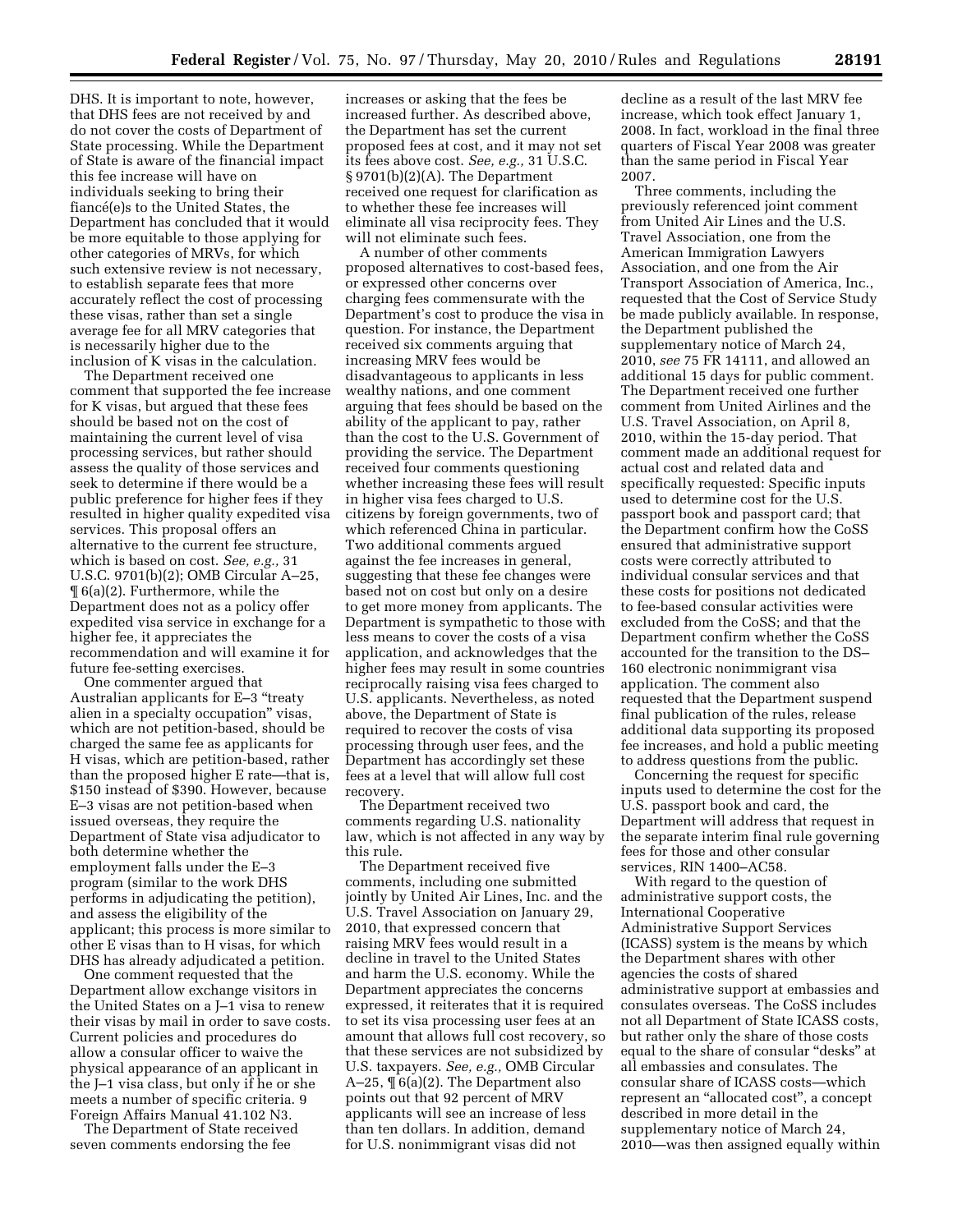DHS. It is important to note, however, that DHS fees are not received by and do not cover the costs of Department of State processing. While the Department of State is aware of the financial impact this fee increase will have on individuals seeking to bring their fiancé(e)s to the United States, the Department has concluded that it would be more equitable to those applying for other categories of MRVs, for which such extensive review is not necessary, to establish separate fees that more accurately reflect the cost of processing these visas, rather than set a single average fee for all MRV categories that is necessarily higher due to the inclusion of K visas in the calculation.

The Department received one comment that supported the fee increase for K visas, but argued that these fees should be based not on the cost of maintaining the current level of visa processing services, but rather should assess the quality of those services and seek to determine if there would be a public preference for higher fees if they resulted in higher quality expedited visa services. This proposal offers an alternative to the current fee structure, which is based on cost. *See, e.g.,* 31 U.S.C. 9701(b)(2); OMB Circular A–25, ¶ 6(a)(2). Furthermore, while the Department does not as a policy offer expedited visa service in exchange for a higher fee, it appreciates the recommendation and will examine it for future fee-setting exercises.

One commenter argued that Australian applicants for E–3 "treaty alien in a specialty occupation" visas, which are not petition-based, should be charged the same fee as applicants for H visas, which are petition-based, rather than the proposed higher E rate—that is, $150 instead of $390. However, because E–3 visas are not petition-based when issued overseas, they require the Department of State visa adjudicator to both determine whether the employment falls under the E–3 program (similar to the work DHS performs in adjudicating the petition), and assess the eligibility of the applicant; this process is more similar to other E visas than to H visas, for which DHS has already adjudicated a petition.

One comment requested that the Department allow exchange visitors in the United States on a J–1 visa to renew their visas by mail in order to save costs. Current policies and procedures do allow a consular officer to waive the physical appearance of an applicant in the J–1 visa class, but only if he or she meets a number of specific criteria. 9 Foreign Affairs Manual 41.102 N3.

The Department of State received seven comments endorsing the fee increases or asking that the fees be increased further. As described above, the Department has set the current proposed fees at cost, and it may not set its fees above cost. *See, e.g.,* 31 U.S.C. § 9701(b)(2)(A). The Department received one request for clarification as to whether these fee increases will eliminate all visa reciprocity fees. They will not eliminate such fees.

A number of other comments proposed alternatives to cost-based fees, or expressed other concerns over charging fees commensurate with the Department's cost to produce the visa in question. For instance, the Department received six comments arguing that increasing MRV fees would be disadvantageous to applicants in less wealthy nations, and one comment arguing that fees should be based on the ability of the applicant to pay, rather than the cost to the U.S. Government of providing the service. The Department received four comments questioning whether increasing these fees will result in higher visa fees charged to U.S. citizens by foreign governments, two of which referenced China in particular. Two additional comments argued against the fee increases in general, suggesting that these fee changes were based not on cost but only on a desire to get more money from applicants. The Department is sympathetic to those with less means to cover the costs of a visa application, and acknowledges that the higher fees may result in some countries reciprocally raising visa fees charged to U.S. applicants. Nevertheless, as noted above, the Department of State is required to recover the costs of visa processing through user fees, and the Department has accordingly set these fees at a level that will allow full cost recovery.

The Department received two comments regarding U.S. nationality law, which is not affected in any way by this rule.

The Department received five comments, including one submitted jointly by United Air Lines, Inc. and the U.S. Travel Association on January 29, 2010, that expressed concern that raising MRV fees would result in a decline in travel to the United States and harm the U.S. economy. While the Department appreciates the concerns expressed, it reiterates that it is required to set its visa processing user fees at an amount that allows full cost recovery, so that these services are not subsidized by U.S. taxpayers. *See, e.g.,* OMB Circular A–25, ¶ 6(a)(2). The Department also points out that 92 percent of MRV applicants will see an increase of less than ten dollars. In addition, demand for U.S. nonimmigrant visas did not decline as a result of the last MRV fee increase, which took effect January 1, 2008. In fact, workload in the final three quarters of Fiscal Year 2008 was greater than the same period in Fiscal Year 2007.

Three comments, including the previously referenced joint comment from United Air Lines and the U.S. Travel Association, one from the American Immigration Lawyers Association, and one from the Air Transport Association of America, Inc., requested that the Cost of Service Study be made publicly available. In response, the Department published the supplementary notice of March 24, 2010, *see* 75 FR 14111, and allowed an additional 15 days for public comment. The Department received one further comment from United Airlines and the U.S. Travel Association, on April 8, 2010, within the 15-day period. That comment made an additional request for actual cost and related data and specifically requested: Specific inputs used to determine cost for the U.S. passport book and passport card; that the Department confirm how the CoSS ensured that administrative support costs were correctly attributed to individual consular services and that these costs for positions not dedicated to fee-based consular activities were excluded from the CoSS; and that the Department confirm whether the CoSS accounted for the transition to the DS–160 electronic nonimmigrant visa application. The comment also requested that the Department suspend final publication of the rules, release additional data supporting its proposed fee increases, and hold a public meeting to address questions from the public.

Concerning the request for specific inputs used to determine the cost for the U.S. passport book and card, the Department will address that request in the separate interim final rule governing fees for those and other consular services, RIN 1400–AC58.

With regard to the question of administrative support costs, the International Cooperative Administrative Support Services (ICASS) system is the means by which the Department shares with other agencies the costs of shared administrative support at embassies and consulates overseas. The CoSS includes not all Department of State ICASS costs, but rather only the share of those costs equal to the share of consular "desks" at all embassies and consulates. The consular share of ICASS costs—which represent an "allocated cost", a concept described in more detail in the supplementary notice of March 24, 2010—was then assigned equally within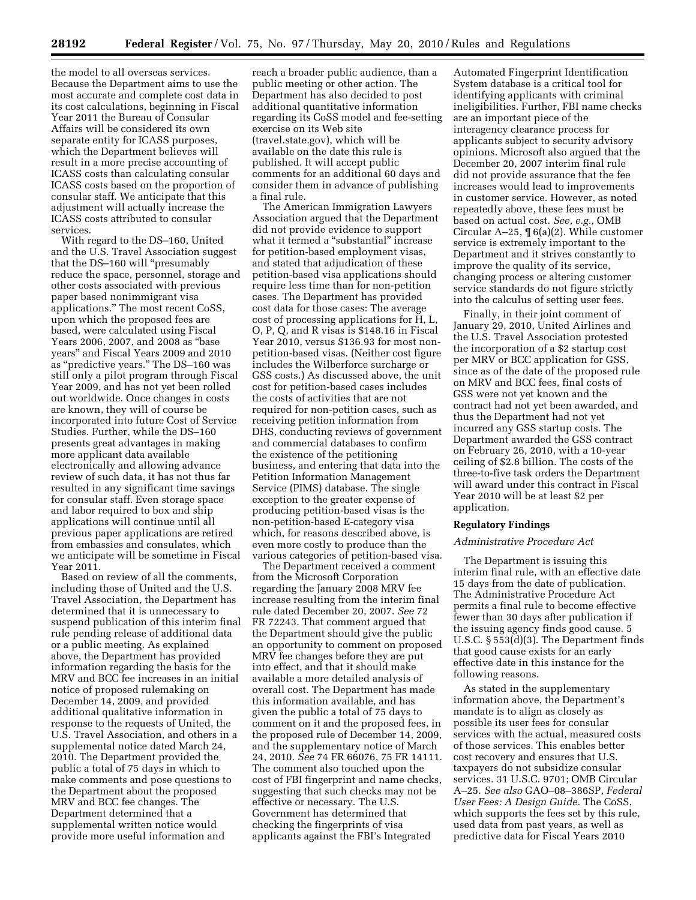the model to all overseas services. Because the Department aims to use the most accurate and complete cost data in its cost calculations, beginning in Fiscal Year 2011 the Bureau of Consular Affairs will be considered its own separate entity for ICASS purposes, which the Department believes will result in a more precise accounting of ICASS costs than calculating consular ICASS costs based on the proportion of consular staff. We anticipate that this adjustment will actually increase the ICASS costs attributed to consular services.

With regard to the DS–160, United and the U.S. Travel Association suggest that the DS–160 will "presumably reduce the space, personnel, storage and other costs associated with previous paper based nonimmigrant visa applications." The most recent CoSS, upon which the proposed fees are based, were calculated using Fiscal Years 2006, 2007, and 2008 as "base years" and Fiscal Years 2009 and 2010 as "predictive years." The DS–160 was still only a pilot program through Fiscal Year 2009, and has not yet been rolled out worldwide. Once changes in costs are known, they will of course be incorporated into future Cost of Service Studies. Further, while the DS–160 presents great advantages in making more applicant data available electronically and allowing advance review of such data, it has not thus far resulted in any significant time savings for consular staff. Even storage space and labor required to box and ship applications will continue until all previous paper applications are retired from embassies and consulates, which we anticipate will be sometime in Fiscal Year 2011.

Based on review of all the comments, including those of United and the U.S. Travel Association, the Department has determined that it is unnecessary to suspend publication of this interim final rule pending release of additional data or a public meeting. As explained above, the Department has provided information regarding the basis for the MRV and BCC fee increases in an initial notice of proposed rulemaking on December 14, 2009, and provided additional qualitative information in response to the requests of United, the U.S. Travel Association, and others in a supplemental notice dated March 24, 2010. The Department provided the public a total of 75 days in which to make comments and pose questions to the Department about the proposed MRV and BCC fee changes. The Department determined that a supplemental written notice would provide more useful information and reach a broader public audience, than a public meeting or other action. The Department has also decided to post additional quantitative information regarding its CoSS model and fee-setting exercise on its Web site (travel.state.gov), which will be available on the date this rule is published. It will accept public comments for an additional 60 days and consider them in advance of publishing a final rule.

The American Immigration Lawyers Association argued that the Department did not provide evidence to support what it termed a "substantial" increase for petition-based employment visas, and stated that adjudication of these petition-based visa applications should require less time than for non-petition cases. The Department has provided cost data for those cases: The average cost of processing applications for H, L, O, P, Q, and R visas is $148.16 in Fiscal Year 2010, versus $136.93 for most non-petition-based visas. (Neither cost figure includes the Wilberforce surcharge or GSS costs.) As discussed above, the unit cost for petition-based cases includes the costs of activities that are not required for non-petition cases, such as receiving petition information from DHS, conducting reviews of government and commercial databases to confirm the existence of the petitioning business, and entering that data into the Petition Information Management Service (PIMS) database. The single exception to the greater expense of producing petition-based visas is the non-petition-based E-category visa which, for reasons described above, is even more costly to produce than the various categories of petition-based visa.

The Department received a comment from the Microsoft Corporation regarding the January 2008 MRV fee increase resulting from the interim final rule dated December 20, 2007. *See* 72 FR 72243. That comment argued that the Department should give the public an opportunity to comment on proposed MRV fee changes before they are put into effect, and that it should make available a more detailed analysis of overall cost. The Department has made this information available, and has given the public a total of 75 days to comment on it and the proposed fees, in the proposed rule of December 14, 2009, and the supplementary notice of March 24, 2010. *See* 74 FR 66076, 75 FR 14111. The comment also touched upon the cost of FBI fingerprint and name checks, suggesting that such checks may not be effective or necessary. The U.S. Government has determined that checking the fingerprints of visa applicants against the FBI's Integrated Automated Fingerprint Identification System database is a critical tool for identifying applicants with criminal ineligibilities. Further, FBI name checks are an important piece of the interagency clearance process for applicants subject to security advisory opinions. Microsoft also argued that the December 20, 2007 interim final rule did not provide assurance that the fee increases would lead to improvements in customer service. However, as noted repeatedly above, these fees must be based on actual cost. *See, e.g.,* OMB Circular A–25, ¶ 6(a)(2). While customer service is extremely important to the Department and it strives constantly to improve the quality of its service, changing process or altering customer service standards do not figure strictly into the calculus of setting user fees.

Finally, in their joint comment of January 29, 2010, United Airlines and the U.S. Travel Association protested the incorporation of a $2 startup cost per MRV or BCC application for GSS, since as of the date of the proposed rule on MRV and BCC fees, final costs of GSS were not yet known and the contract had not yet been awarded, and thus the Department had not yet incurred any GSS startup costs. The Department awarded the GSS contract on February 26, 2010, with a 10-year ceiling of $2.8 billion. The costs of the three-to-five task orders the Department will award under this contract in Fiscal Year 2010 will be at least $2 per application.

## Regulatory Findings

### *Administrative Procedure Act*

The Department is issuing this interim final rule, with an effective date 15 days from the date of publication. The Administrative Procedure Act permits a final rule to become effective fewer than 30 days after publication if the issuing agency finds good cause. 5 U.S.C. § 553(d)(3). The Department finds that good cause exists for an early effective date in this instance for the following reasons.

As stated in the supplementary information above, the Department's mandate is to align as closely as possible its user fees for consular services with the actual, measured costs of those services. This enables better cost recovery and ensures that U.S. taxpayers do not subsidize consular services. 31 U.S.C. 9701; OMB Circular A–25. *See also* GAO–08–386SP, *Federal User Fees: A Design Guide.* The CoSS, which supports the fees set by this rule, used data from past years, as well as predictive data for Fiscal Years 2010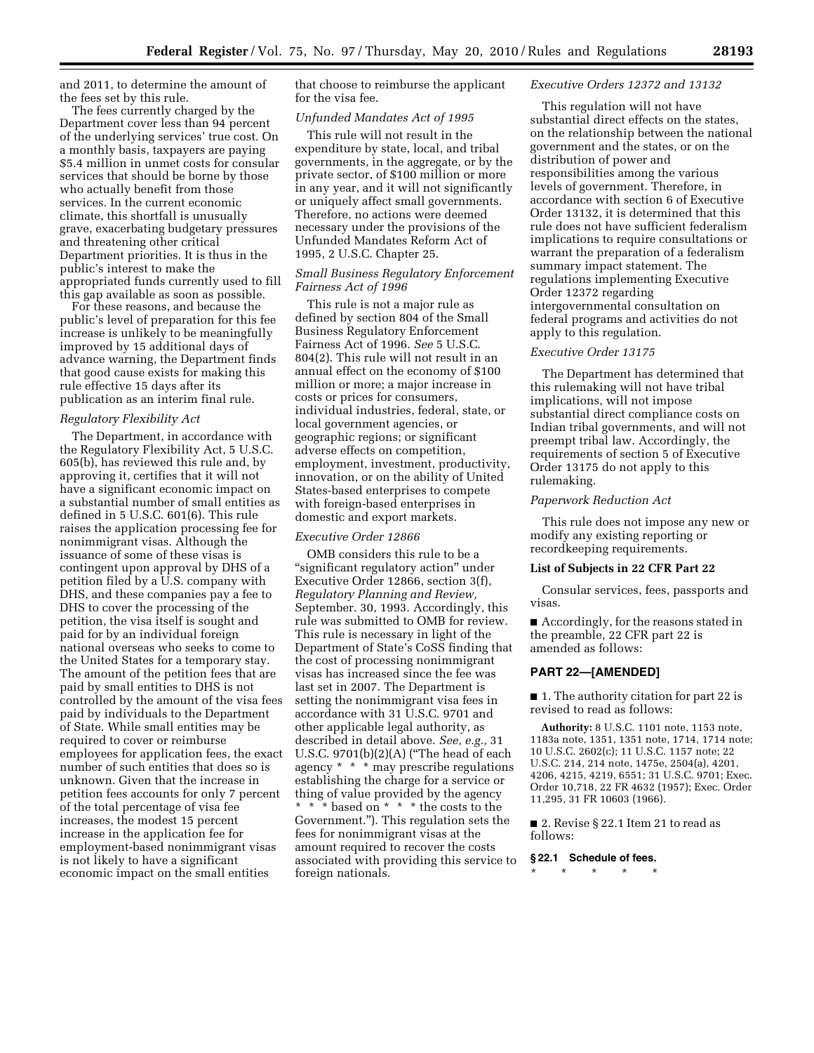and 2011, to determine the amount of the fees set by this rule.

The fees currently charged by the Department cover less than 94 percent of the underlying services' true cost. On a monthly basis, taxpayers are paying $5.4 million in unmet costs for consular services that should be borne by those who actually benefit from those services. In the current economic climate, this shortfall is unusually grave, exacerbating budgetary pressures and threatening other critical Department priorities. It is thus in the public's interest to make the appropriated funds currently used to fill this gap available as soon as possible.

For these reasons, and because the public's level of preparation for this fee increase is unlikely to be meaningfully improved by 15 additional days of advance warning, the Department finds that good cause exists for making this rule effective 15 days after its publication as an interim final rule.

*Regulatory Flexibility Act*

The Department, in accordance with the Regulatory Flexibility Act, 5 U.S.C. 605(b), has reviewed this rule and, by approving it, certifies that it will not have a significant economic impact on a substantial number of small entities as defined in 5 U.S.C. 601(6). This rule raises the application processing fee for nonimmigrant visas. Although the issuance of some of these visas is contingent upon approval by DHS of a petition filed by a U.S. company with DHS, and these companies pay a fee to DHS to cover the processing of the petition, the visa itself is sought and paid for by an individual foreign national overseas who seeks to come to the United States for a temporary stay. The amount of the petition fees that are paid by small entities to DHS is not controlled by the amount of the visa fees paid by individuals to the Department of State. While small entities may be required to cover or reimburse employees for application fees, the exact number of such entities that does so is unknown. Given that the increase in petition fees accounts for only 7 percent of the total percentage of visa fee increases, the modest 15 percent increase in the application fee for employment-based nonimmigrant visas is not likely to have a significant economic impact on the small entities that choose to reimburse the applicant for the visa fee.

*Unfunded Mandates Act of 1995*

This rule will not result in the expenditure by state, local, and tribal governments, in the aggregate, or by the private sector, of $100 million or more in any year, and it will not significantly or uniquely affect small governments. Therefore, no actions were deemed necessary under the provisions of the Unfunded Mandates Reform Act of 1995, 2 U.S.C. Chapter 25.

*Small Business Regulatory Enforcement Fairness Act of 1996*

This rule is not a major rule as defined by section 804 of the Small Business Regulatory Enforcement Fairness Act of 1996. *See* 5 U.S.C. 804(2). This rule will not result in an annual effect on the economy of $100 million or more; a major increase in costs or prices for consumers, individual industries, federal, state, or local government agencies, or geographic regions; or significant adverse effects on competition, employment, investment, productivity, innovation, or on the ability of United States-based enterprises to compete with foreign-based enterprises in domestic and export markets.

*Executive Order 12866*

OMB considers this rule to be a "significant regulatory action" under Executive Order 12866, section 3(f), *Regulatory Planning and Review,* September. 30, 1993. Accordingly, this rule was submitted to OMB for review. This rule is necessary in light of the Department of State's CoSS finding that the cost of processing nonimmigrant visas has increased since the fee was last set in 2007. The Department is setting the nonimmigrant visa fees in accordance with 31 U.S.C. 9701 and other applicable legal authority, as described in detail above. *See, e.g.,* 31 U.S.C. 9701(b)(2)(A) ("The head of each agency * * * may prescribe regulations establishing the charge for a service or thing of value provided by the agency * * * based on * * * the costs to the Government."). This regulation sets the fees for nonimmigrant visas at the amount required to recover the costs associated with providing this service to foreign nationals.

*Executive Orders 12372 and 13132*

This regulation will not have substantial direct effects on the states, on the relationship between the national government and the states, or on the distribution of power and responsibilities among the various levels of government. Therefore, in accordance with section 6 of Executive Order 13132, it is determined that this rule does not have sufficient federalism implications to require consultations or warrant the preparation of a federalism summary impact statement. The regulations implementing Executive Order 12372 regarding intergovernmental consultation on federal programs and activities do not apply to this regulation.

*Executive Order 13175*

The Department has determined that this rulemaking will not have tribal implications, will not impose substantial direct compliance costs on Indian tribal governments, and will not preempt tribal law. Accordingly, the requirements of section 5 of Executive Order 13175 do not apply to this rulemaking.

*Paperwork Reduction Act*

This rule does not impose any new or modify any existing reporting or recordkeeping requirements.

**List of Subjects in 22 CFR Part 22**

Consular services, fees, passports and visas.

■ Accordingly, for the reasons stated in the preamble, 22 CFR part 22 is amended as follows:

**PART 22—[AMENDED]**

■ 1. The authority citation for part 22 is revised to read as follows:

**Authority:** 8 U.S.C. 1101 note, 1153 note, 1183a note, 1351, 1351 note, 1714, 1714 note; 10 U.S.C. 2602(c); 11 U.S.C. 1157 note; 22 U.S.C. 214, 214 note, 1475e, 2504(a), 4201, 4206, 4215, 4219, 6551; 31 U.S.C. 9701; Exec. Order 10,718, 22 FR 4632 (1957); Exec. Order 11,295, 31 FR 10603 (1966).

■ 2. Revise § 22.1 Item 21 to read as follows:

**§ 22.1 Schedule of fees.**

\* \* \* \* \*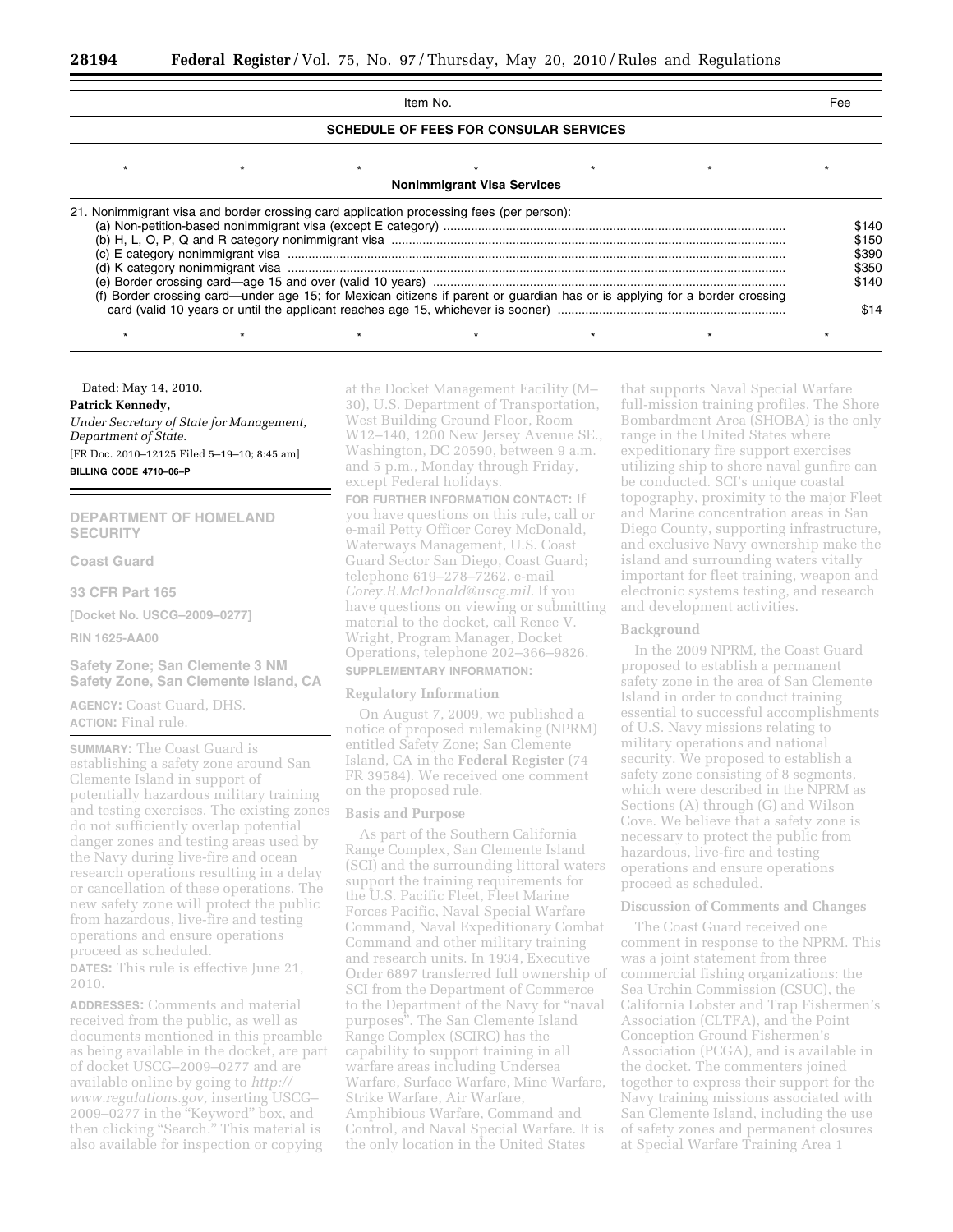| Item No. | Fee |
| --- | --- |
| **SCHEDULE OF FEES FOR CONSULAR SERVICES** | |
| * * * * * * * | |
| **Nonimmigrant Visa Services** | |
| 21. Nonimmigrant visa and border crossing card application processing fees (per person): | |
| (a) Non-petition-based nonimmigrant visa (except E category) | $140 |
| (b) H, L, O, P, Q and R category nonimmigrant visa | $150 |
| (c) E category nonimmigrant visa | $390 |
| (d) K category nonimmigrant visa | $350 |
| (e) Border crossing card—age 15 and over (valid 10 years) | $140 |
| (f) Border crossing card—under age 15; for Mexican citizens if parent or guardian has or is applying for a border crossing card (valid 10 years or until the applicant reaches age 15, whichever is sooner) | $14 |
| * * * * * * * | |

Dated: May 14, 2010.

**Patrick Kennedy,**

*Under Secretary of State for Management, Department of State.*

[FR Doc. 2010–12125 Filed 5–19–10; 8:45 am]

**BILLING CODE 4710–06–P**

---

## DEPARTMENT OF HOMELAND SECURITY

### Coast Guard

### 33 CFR Part 165

**[Docket No. USCG–2009–0277]**

**RIN 1625–AA00**

### Safety Zone; San Clemente 3 NM Safety Zone, San Clemente Island, CA

**AGENCY:** Coast Guard, DHS.

**ACTION:** Final rule.

---

**SUMMARY:** The Coast Guard is establishing a safety zone around San Clemente Island in support of potentially hazardous military training and testing exercises. The existing zones do not sufficiently overlap potential danger zones and testing areas used by the Navy during live-fire and ocean research operations resulting in a delay or cancellation of these operations. The new safety zone will protect the public from hazardous, live-fire and testing operations and ensure operations proceed as scheduled.

**DATES:** This rule is effective June 21, 2010.

**ADDRESSES:** Comments and material received from the public, as well as documents mentioned in this preamble as being available in the docket, are part of docket USCG–2009–0277 and are available online by going to *http://www.regulations.gov*, inserting USCG–2009–0277 in the "Keyword" box, and then clicking "Search." This material is also available for inspection or copying at the Docket Management Facility (M–30), U.S. Department of Transportation, West Building Ground Floor, Room W12–140, 1200 New Jersey Avenue SE., Washington, DC 20590, between 9 a.m. and 5 p.m., Monday through Friday, except Federal holidays.

**FOR FURTHER INFORMATION CONTACT:** If you have questions on this rule, call or e-mail Petty Officer Corey McDonald, Waterways Management, U.S. Coast Guard Sector San Diego, Coast Guard; telephone 619–278–7262, e-mail *Corey.R.McDonald@uscg.mil*. If you have questions on viewing or submitting material to the docket, call Renee V. Wright, Program Manager, Docket Operations, telephone 202–366–9826.

**SUPPLEMENTARY INFORMATION:**

#### Regulatory Information

On August 7, 2009, we published a notice of proposed rulemaking (NPRM) entitled Safety Zone; San Clemente Island, CA in the **Federal Register** (74 FR 39584). We received one comment on the proposed rule.

#### Basis and Purpose

As part of the Southern California Range Complex, San Clemente Island (SCI) and the surrounding littoral waters support the training requirements for the U.S. Pacific Fleet, Fleet Marine Forces Pacific, Naval Special Warfare Command, Naval Expeditionary Combat Command and other military training and research units. In 1934, Executive Order 6897 transferred full ownership of SCI from the Department of Commerce to the Department of the Navy for "naval purposes". The San Clemente Island Range Complex (SCIRC) has the capability to support training in all warfare areas including Undersea Warfare, Surface Warfare, Mine Warfare, Strike Warfare, Air Warfare, Amphibious Warfare, Command and Control, and Naval Special Warfare. It is the only location in the United States that supports Naval Special Warfare full-mission training profiles. The Shore Bombardment Area (SHOBA) is the only range in the United States where expeditionary fire support exercises utilizing ship to shore naval gunfire can be conducted. SCI's unique coastal topography, proximity to the major Fleet and Marine concentration areas in San Diego County, supporting infrastructure, and exclusive Navy ownership make the island and surrounding waters vitally important for fleet training, weapon and electronic systems testing, and research and development activities.

#### Background

In the 2009 NPRM, the Coast Guard proposed to establish a permanent safety zone in the area of San Clemente Island in order to conduct training essential to successful accomplishments of U.S. Navy missions relating to military operations and national security. We proposed to establish a safety zone consisting of 8 segments, which were described in the NPRM as Sections (A) through (G) and Wilson Cove. We believe that a safety zone is necessary to protect the public from hazardous, live-fire and testing operations and ensure operations proceed as scheduled.

#### Discussion of Comments and Changes

The Coast Guard received one comment in response to the NPRM. This was a joint statement from three commercial fishing organizations: the Sea Urchin Commission (CSUC), the California Lobster and Trap Fishermen's Association (CLTFA), and the Point Conception Ground Fishermen's Association (PCGA), and is available in the docket. The commenters joined together to express their support for the Navy training missions associated with San Clemente Island, including the use of safety zones and permanent closures at Special Warfare Training Area 1